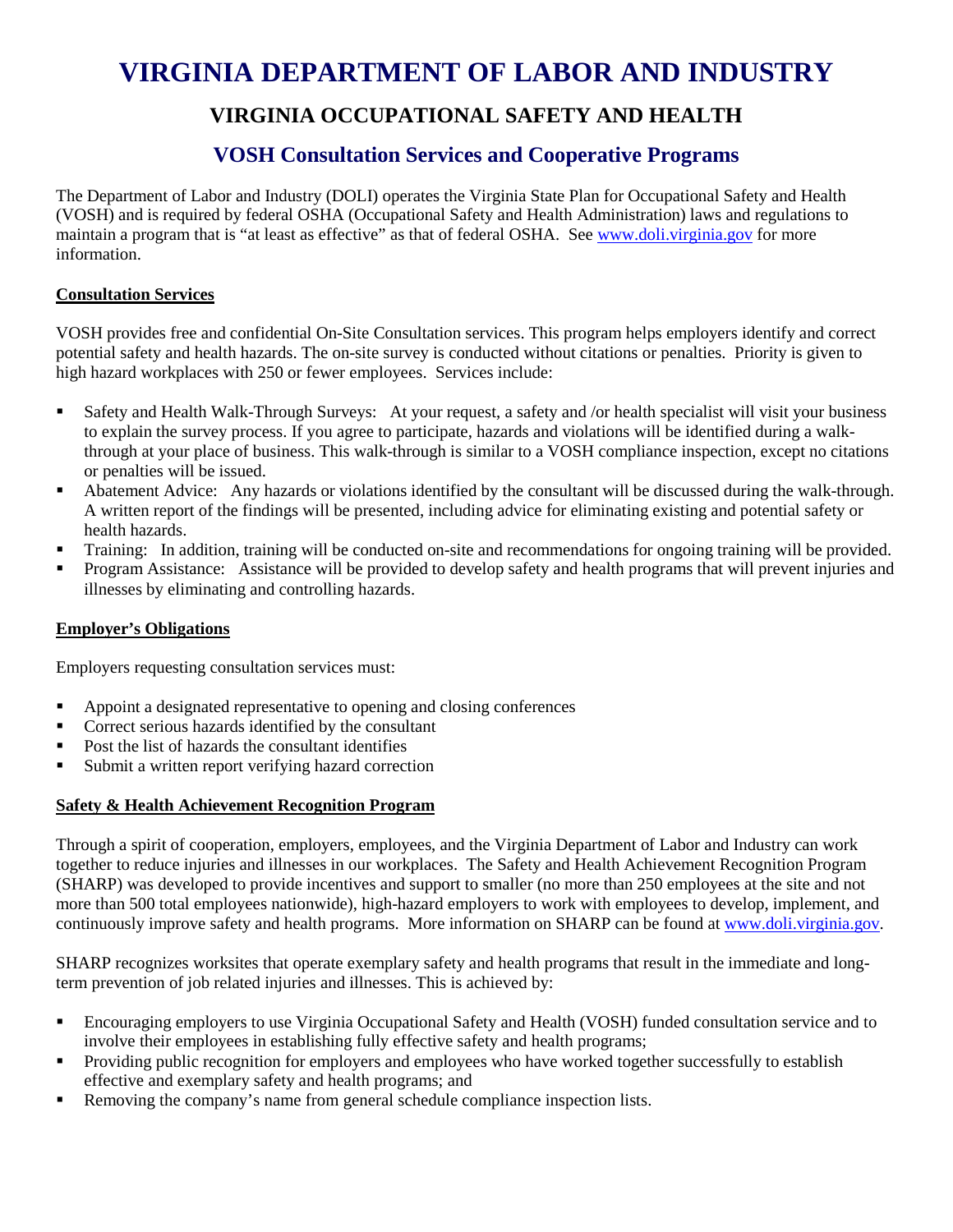# VIRGINIA DEPARTMENT OF LABOR AND INDUSTRY

## VIRGINIA OCCUPATIONAL SAFETY AND HEALTH

### VOSH Consultation Services and Cooperative Programs

The Department of Labor and Industry (DOLI) operates the Virginia State Plan for Occupational Safety and Health (VOSH) and is required by federal OSHA (Occupational Safety and Health Administration) laws and regulations to maintain a program that is "at least as effective" as that of federal OSHA. See www.doli.virginia.gov for more information.

**Consultation Services**

VOSH provides free and confidential On-Site Consultation services. This program helps employers identify and correct potential safety and health hazards. The on-site survey is conducted without citations or penalties. Priority is given to high hazard workplaces with 250 or fewer employees. Services include:

- Safety and Health Walk-Through Surveys: At your request, a safety and /or health specialist will visit your business to explain the survey process. If you agree to participate, hazards and violations will be identified during a walk-through at your place of business. This walk-through is similar to a VOSH compliance inspection, except no citations or penalties will be issued.
- Abatement Advice: Any hazards or violations identified by the consultant will be discussed during the walk-through. A written report of the findings will be presented, including advice for eliminating existing and potential safety or health hazards.
- Training: In addition, training will be conducted on-site and recommendations for ongoing training will be provided.
- Program Assistance: Assistance will be provided to develop safety and health programs that will prevent injuries and illnesses by eliminating and controlling hazards.

**Employer's Obligations**

Employers requesting consultation services must:

- Appoint a designated representative to opening and closing conferences
- Correct serious hazards identified by the consultant
- Post the list of hazards the consultant identifies
- Submit a written report verifying hazard correction

**Safety & Health Achievement Recognition Program**

Through a spirit of cooperation, employers, employees, and the Virginia Department of Labor and Industry can work together to reduce injuries and illnesses in our workplaces. The Safety and Health Achievement Recognition Program (SHARP) was developed to provide incentives and support to smaller (no more than 250 employees at the site and not more than 500 total employees nationwide), high-hazard employers to work with employees to develop, implement, and continuously improve safety and health programs. More information on SHARP can be found at www.doli.virginia.gov.

SHARP recognizes worksites that operate exemplary safety and health programs that result in the immediate and long-term prevention of job related injuries and illnesses. This is achieved by:

- Encouraging employers to use Virginia Occupational Safety and Health (VOSH) funded consultation service and to involve their employees in establishing fully effective safety and health programs;
- Providing public recognition for employers and employees who have worked together successfully to establish effective and exemplary safety and health programs; and
- Removing the company's name from general schedule compliance inspection lists.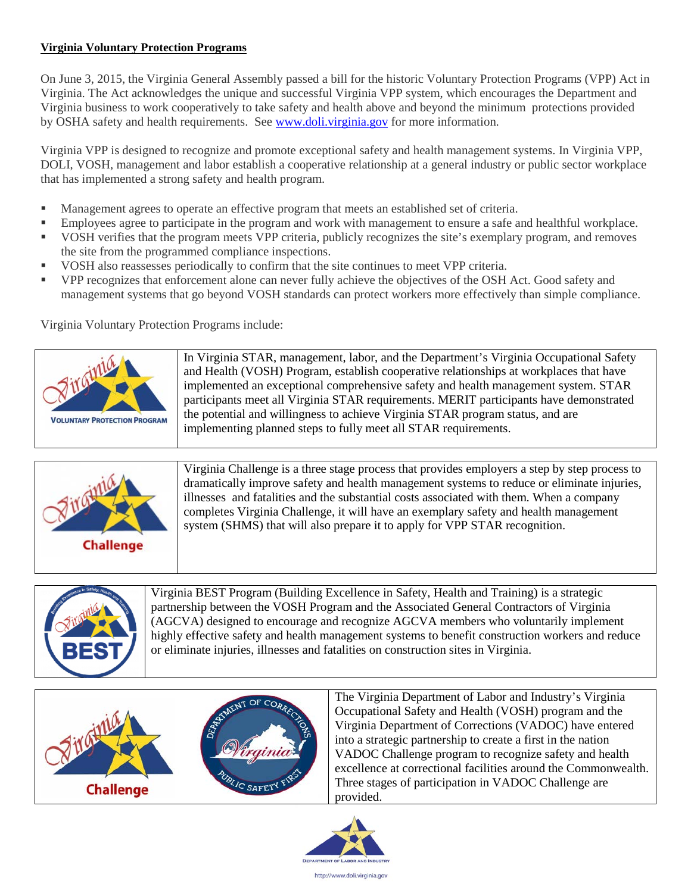**Virginia Voluntary Protection Programs**

On June 3, 2015, the Virginia General Assembly passed a bill for the historic Voluntary Protection Programs (VPP) Act in Virginia. The Act acknowledges the unique and successful Virginia VPP system, which encourages the Department and Virginia business to work cooperatively to take safety and health above and beyond the minimum protections provided by OSHA safety and health requirements. See www.doli.virginia.gov for more information.

Virginia VPP is designed to recognize and promote exceptional safety and health management systems. In Virginia VPP, DOLI, VOSH, management and labor establish a cooperative relationship at a general industry or public sector workplace that has implemented a strong safety and health program.

- Management agrees to operate an effective program that meets an established set of criteria.
- Employees agree to participate in the program and work with management to ensure a safe and healthful workplace.
- VOSH verifies that the program meets VPP criteria, publicly recognizes the site's exemplary program, and removes the site from the programmed compliance inspections.
- VOSH also reassesses periodically to confirm that the site continues to meet VPP criteria.
- VPP recognizes that enforcement alone can never fully achieve the objectives of the OSH Act. Good safety and management systems that go beyond VOSH standards can protect workers more effectively than simple compliance.

Virginia Voluntary Protection Programs include:

| | |
|---|---|
| Virginia VOLUNTARY PROTECTION PROGRAM | In Virginia STAR, management, labor, and the Department's Virginia Occupational Safety and Health (VOSH) Program, establish cooperative relationships at workplaces that have implemented an exceptional comprehensive safety and health management system. STAR participants meet all Virginia STAR requirements. MERIT participants have demonstrated the potential and willingness to achieve Virginia STAR program status, and are implementing planned steps to fully meet all STAR requirements. |
| Virginia Challenge | Virginia Challenge is a three stage process that provides employers a step by step process to dramatically improve safety and health management systems to reduce or eliminate injuries, illnesses and fatalities and the substantial costs associated with them. When a company completes Virginia Challenge, it will have an exemplary safety and health management system (SHMS) that will also prepare it to apply for VPP STAR recognition. |
| Virginia BEST | Virginia BEST Program (Building Excellence in Safety, Health and Training) is a strategic partnership between the VOSH Program and the Associated General Contractors of Virginia (AGCVA) designed to encourage and recognize AGCVA members who voluntarily implement highly effective safety and health management systems to benefit construction workers and reduce or eliminate injuries, illnesses and fatalities on construction sites in Virginia. |
| Virginia Challenge / Department of Corrections Virginia Public Safety First | The Virginia Department of Labor and Industry's Virginia Occupational Safety and Health (VOSH) program and the Virginia Department of Corrections (VADOC) have entered into a strategic partnership to create a first in the nation VADOC Challenge program to recognize safety and health excellence at correctional facilities around the Commonwealth. Three stages of participation in VADOC Challenge are provided. |

DEPARTMENT OF LABOR AND INDUSTRY

http://www.doli.virginia.gov